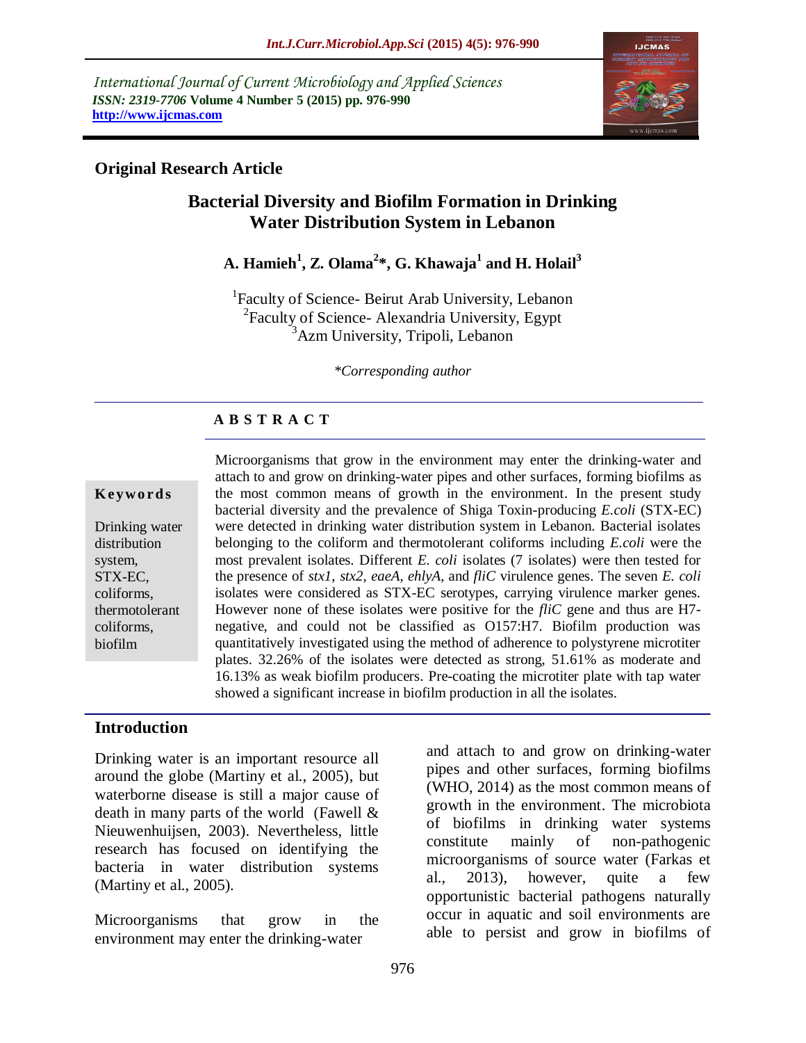International Journal of Current Microbiology and Applied Sciences
*ISSN: 2319-7706* **Volume 4 Number 5 (2015) pp. 976-990**
**http://www.ijcmas.com**

**Original Research Article**

# Bacterial Diversity and Biofilm Formation in Drinking Water Distribution System in Lebanon

**A. Hamieh[1], Z. Olama[2]\*, G. Khawaja[1] and H. Holail[3]**

[1]Faculty of Science- Beirut Arab University, Lebanon
[2]Faculty of Science- Alexandria University, Egypt
[3]Azm University, Tripoli, Lebanon

*\*Corresponding author*

## A B S T R A C T

**Keywords**

Drinking water distribution system, STX-EC, coliforms, thermotolerant coliforms, biofilm

Microorganisms that grow in the environment may enter the drinking-water and attach to and grow on drinking-water pipes and other surfaces, forming biofilms as the most common means of growth in the environment. In the present study bacterial diversity and the prevalence of Shiga Toxin-producing *E.coli* (STX-EC) were detected in drinking water distribution system in Lebanon. Bacterial isolates belonging to the coliform and thermotolerant coliforms including *E.coli* were the most prevalent isolates. Different *E. coli* isolates (7 isolates) were then tested for the presence of *stx1*, *stx2*, *eaeA*, *ehlyA*, and *fliC* virulence genes. The seven *E. coli* isolates were considered as STX-EC serotypes, carrying virulence marker genes. However none of these isolates were positive for the *fliC* gene and thus are H7-negative, and could not be classified as O157:H7. Biofilm production was quantitatively investigated using the method of adherence to polystyrene microtiter plates. 32.26% of the isolates were detected as strong, 51.61% as moderate and 16.13% as weak biofilm producers. Pre-coating the microtiter plate with tap water showed a significant increase in biofilm production in all the isolates.

## Introduction

Drinking water is an important resource all around the globe (Martiny et al., 2005), but waterborne disease is still a major cause of death in many parts of the world (Fawell & Nieuwenhuijsen, 2003). Nevertheless, little research has focused on identifying the bacteria in water distribution systems (Martiny et al., 2005).

Microorganisms that grow in the environment may enter the drinking-water and attach to and grow on drinking-water pipes and other surfaces, forming biofilms (WHO, 2014) as the most common means of growth in the environment. The microbiota of biofilms in drinking water systems constitute mainly of non-pathogenic microorganisms of source water (Farkas et al., 2013), however, quite a few opportunistic bacterial pathogens naturally occur in aquatic and soil environments are able to persist and grow in biofilms of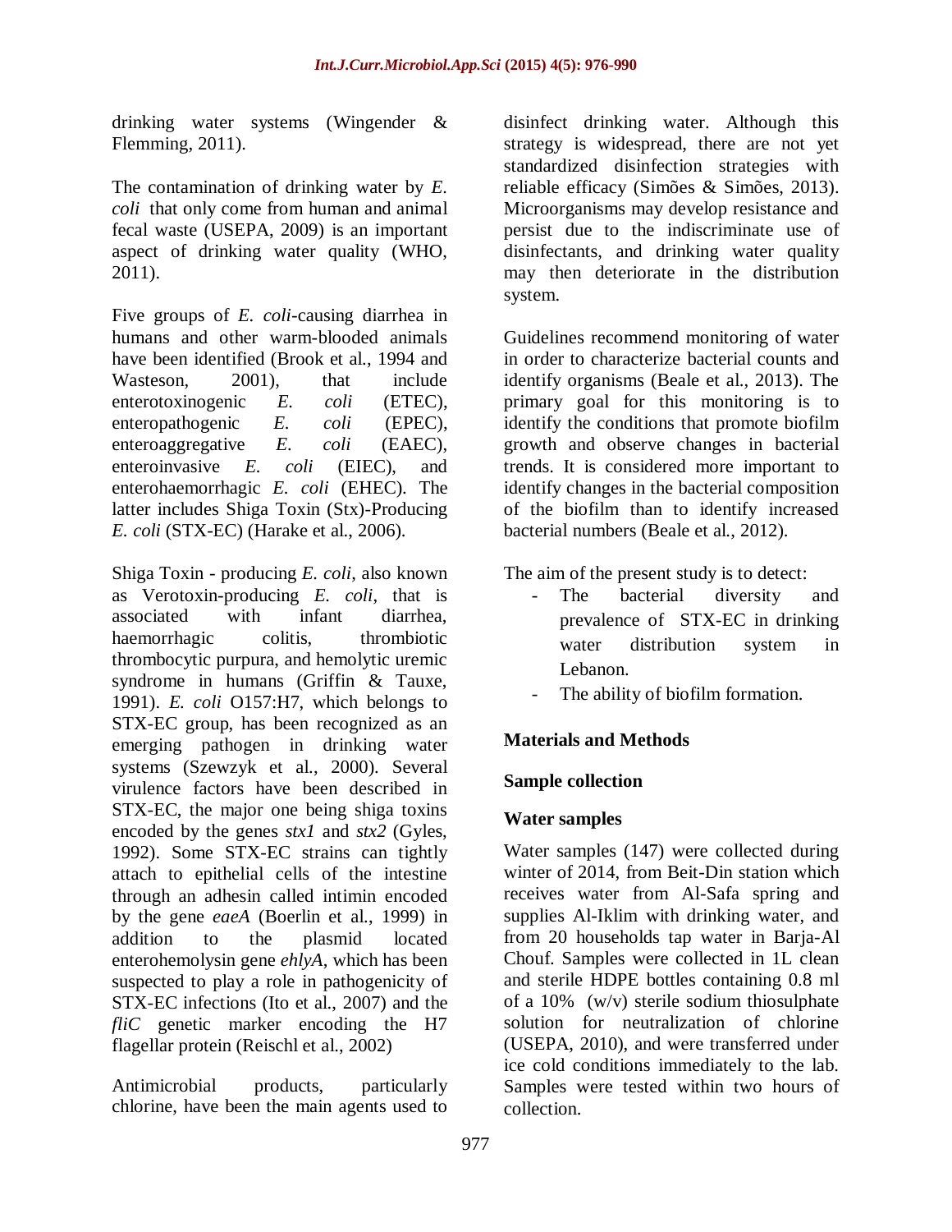drinking water systems (Wingender & Flemming, 2011).

The contamination of drinking water by *E. coli* that only come from human and animal fecal waste (USEPA, 2009) is an important aspect of drinking water quality (WHO, 2011).

Five groups of *E. coli*-causing diarrhea in humans and other warm-blooded animals have been identified (Brook et al., 1994 and Wasteson, 2001), that include enterotoxinogenic *E. coli* (ETEC), enteropathogenic *E. coli* (EPEC), enteroaggregative *E. coli* (EAEC), enteroinvasive *E. coli* (EIEC), and enterohaemorrhagic *E. coli* (EHEC). The latter includes Shiga Toxin (Stx)-Producing *E. coli* (STX-EC) (Harake et al., 2006).

Shiga Toxin - producing *E. coli*, also known as Verotoxin-producing *E. coli*, that is associated with infant diarrhea, haemorrhagic colitis, thrombiotic thrombocytic purpura, and hemolytic uremic syndrome in humans (Griffin & Tauxe, 1991). *E. coli* O157:H7, which belongs to STX-EC group, has been recognized as an emerging pathogen in drinking water systems (Szewzyk et al., 2000). Several virulence factors have been described in STX-EC, the major one being shiga toxins encoded by the genes *stx1* and *stx2* (Gyles, 1992). Some STX-EC strains can tightly attach to epithelial cells of the intestine through an adhesin called intimin encoded by the gene *eaeA* (Boerlin et al., 1999) in addition to the plasmid located enterohemolysin gene *ehlyA*, which has been suspected to play a role in pathogenicity of STX-EC infections (Ito et al., 2007) and the *fliC* genetic marker encoding the H7 flagellar protein (Reischl et al., 2002)

Antimicrobial products, particularly chlorine, have been the main agents used to disinfect drinking water. Although this strategy is widespread, there are not yet standardized disinfection strategies with reliable efficacy (Simões & Simões, 2013). Microorganisms may develop resistance and persist due to the indiscriminate use of disinfectants, and drinking water quality may then deteriorate in the distribution system.

Guidelines recommend monitoring of water in order to characterize bacterial counts and identify organisms (Beale et al., 2013). The primary goal for this monitoring is to identify the conditions that promote biofilm growth and observe changes in bacterial trends. It is considered more important to identify changes in the bacterial composition of the biofilm than to identify increased bacterial numbers (Beale et al., 2012).

The aim of the present study is to detect:

- The bacterial diversity and prevalence of STX-EC in drinking water distribution system in Lebanon.
- The ability of biofilm formation.

## Materials and Methods

### Sample collection

### Water samples

Water samples (147) were collected during winter of 2014, from Beit-Din station which receives water from Al-Safa spring and supplies Al-Iklim with drinking water, and from 20 households tap water in Barja-Al Chouf. Samples were collected in 1L clean and sterile HDPE bottles containing 0.8 ml of a 10% (w/v) sterile sodium thiosulphate solution for neutralization of chlorine (USEPA, 2010), and were transferred under ice cold conditions immediately to the lab. Samples were tested within two hours of collection.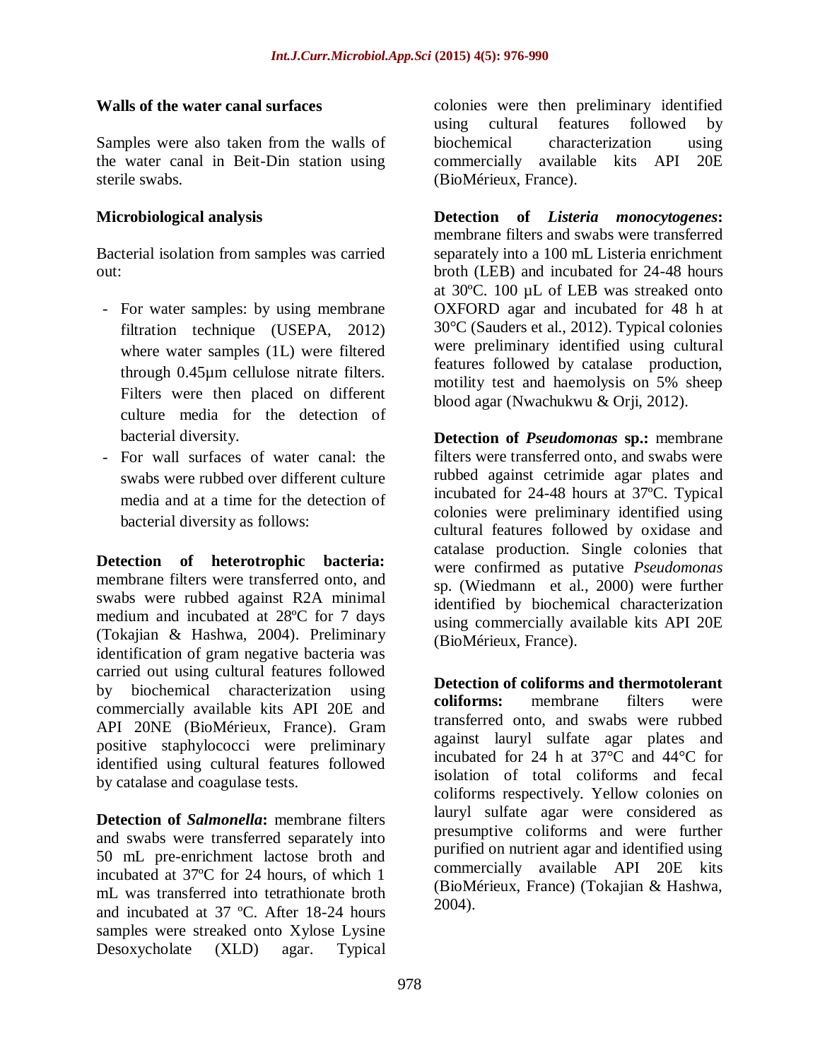**Walls of the water canal surfaces**

Samples were also taken from the walls of the water canal in Beit-Din station using sterile swabs.

**Microbiological analysis**

Bacterial isolation from samples was carried out:

- For water samples: by using membrane filtration technique (USEPA, 2012) where water samples (1L) were filtered through 0.45µm cellulose nitrate filters. Filters were then placed on different culture media for the detection of bacterial diversity.
- For wall surfaces of water canal: the swabs were rubbed over different culture media and at a time for the detection of bacterial diversity as follows:

**Detection of heterotrophic bacteria:** membrane filters were transferred onto, and swabs were rubbed against R2A minimal medium and incubated at 28ºC for 7 days (Tokajian & Hashwa, 2004). Preliminary identification of gram negative bacteria was carried out using cultural features followed by biochemical characterization using commercially available kits API 20E and API 20NE (BioMérieux, France). Gram positive staphylococci were preliminary identified using cultural features followed by catalase and coagulase tests.

**Detection of *Salmonella*:** membrane filters and swabs were transferred separately into 50 mL pre-enrichment lactose broth and incubated at 37ºC for 24 hours, of which 1 mL was transferred into tetrathionate broth and incubated at 37 ºC. After 18-24 hours samples were streaked onto Xylose Lysine Desoxycholate (XLD) agar. Typical colonies were then preliminary identified using cultural features followed by biochemical characterization using commercially available kits API 20E (BioMérieux, France).

**Detection of *Listeria monocytogenes*:** membrane filters and swabs were transferred separately into a 100 mL Listeria enrichment broth (LEB) and incubated for 24-48 hours at 30ºC. 100 µL of LEB was streaked onto OXFORD agar and incubated for 48 h at 30°C (Sauders et al., 2012). Typical colonies were preliminary identified using cultural features followed by catalase production, motility test and haemolysis on 5% sheep blood agar (Nwachukwu & Orji, 2012).

**Detection of *Pseudomonas* sp.:** membrane filters were transferred onto, and swabs were rubbed against cetrimide agar plates and incubated for 24-48 hours at 37ºC. Typical colonies were preliminary identified using cultural features followed by oxidase and catalase production. Single colonies that were confirmed as putative *Pseudomonas* sp. (Wiedmann et al., 2000) were further identified by biochemical characterization using commercially available kits API 20E (BioMérieux, France).

**Detection of coliforms and thermotolerant coliforms:** membrane filters were transferred onto, and swabs were rubbed against lauryl sulfate agar plates and incubated for 24 h at 37°C and 44°C for isolation of total coliforms and fecal coliforms respectively. Yellow colonies on lauryl sulfate agar were considered as presumptive coliforms and were further purified on nutrient agar and identified using commercially available API 20E kits (BioMérieux, France) (Tokajian & Hashwa, 2004).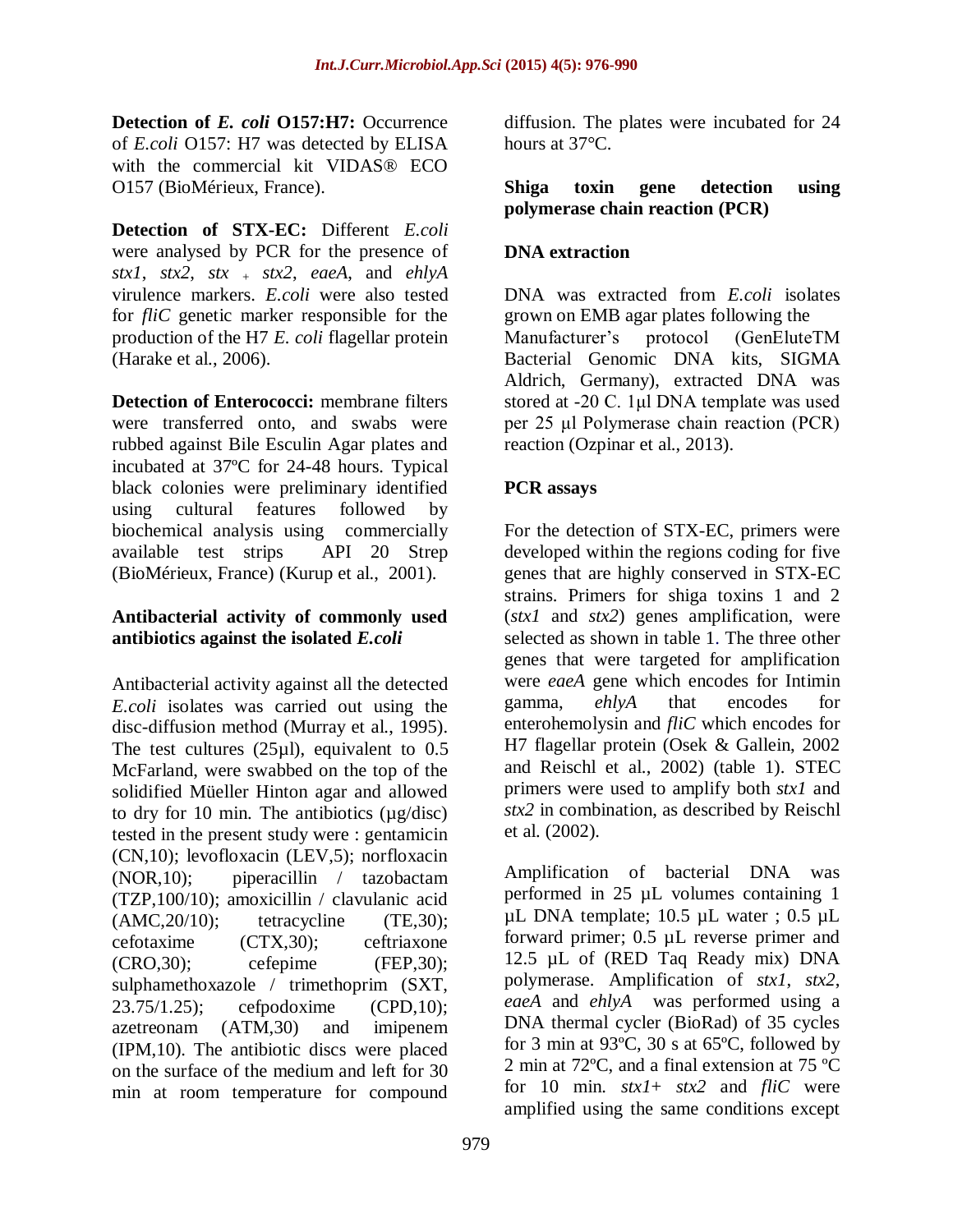**Detection of *E. coli* O157:H7:** Occurrence of *E.coli* O157: H7 was detected by ELISA with the commercial kit VIDAS® ECO O157 (BioMérieux, France).

**Detection of STX-EC:** Different *E.coli* were analysed by PCR for the presence of *stx1*, *stx2*, *stx* + *stx2*, *eaeA*, and *ehlyA* virulence markers. *E.coli* were also tested for *fliC* genetic marker responsible for the production of the H7 *E. coli* flagellar protein (Harake et al., 2006).

**Detection of Enterococci:** membrane filters were transferred onto, and swabs were rubbed against Bile Esculin Agar plates and incubated at 37ºC for 24-48 hours. Typical black colonies were preliminary identified using cultural features followed by biochemical analysis using commercially available test strips API 20 Strep (BioMérieux, France) (Kurup et al., 2001).

### Antibacterial activity of commonly used antibiotics against the isolated *E.coli*

Antibacterial activity against all the detected *E.coli* isolates was carried out using the disc-diffusion method (Murray et al., 1995). The test cultures (25µl), equivalent to 0.5 McFarland, were swabbed on the top of the solidified Müeller Hinton agar and allowed to dry for 10 min. The antibiotics (µg/disc) tested in the present study were : gentamicin (CN,10); levofloxacin (LEV,5); norfloxacin (NOR,10); piperacillin / tazobactam (TZP,100/10); amoxicillin / clavulanic acid (AMC,20/10); tetracycline (TE,30); cefotaxime (CTX,30); ceftriaxone (CRO,30); cefepime (FEP,30); sulphamethoxazole / trimethoprim (SXT, 23.75/1.25); cefpodoxime (CPD,10); azetreonam (ATM,30) and imipenem (IPM,10). The antibiotic discs were placed on the surface of the medium and left for 30 min at room temperature for compound diffusion. The plates were incubated for 24 hours at 37°C.

### Shiga toxin gene detection using polymerase chain reaction (PCR)

#### DNA extraction

DNA was extracted from *E.coli* isolates grown on EMB agar plates following the Manufacturer's protocol (GenEluteTM Bacterial Genomic DNA kits, SIGMA Aldrich, Germany), extracted DNA was stored at -20 C. 1µl DNA template was used per 25 µl Polymerase chain reaction (PCR) reaction (Ozpinar et al., 2013).

#### PCR assays

For the detection of STX-EC, primers were developed within the regions coding for five genes that are highly conserved in STX-EC strains. Primers for shiga toxins 1 and 2 (*stx1* and *stx2*) genes amplification, were selected as shown in table 1. The three other genes that were targeted for amplification were *eaeA* gene which encodes for Intimin gamma, *ehlyA* that encodes for enterohemolysin and *fliC* which encodes for H7 flagellar protein (Osek & Gallein, 2002 and Reischl et al., 2002) (table 1). STEC primers were used to amplify both *stx1* and *stx2* in combination, as described by Reischl et al. (2002).

Amplification of bacterial DNA was performed in 25 µL volumes containing 1 µL DNA template; 10.5 µL water ; 0.5 µL forward primer; 0.5 µL reverse primer and 12.5 µL of (RED Taq Ready mix) DNA polymerase. Amplification of *stx1*, *stx2*, *eaeA* and *ehlyA* was performed using a DNA thermal cycler (BioRad) of 35 cycles for 3 min at 93ºC, 30 s at 65ºC, followed by 2 min at 72ºC, and a final extension at 75 ºC for 10 min. *stx1*+ *stx2* and *fliC* were amplified using the same conditions except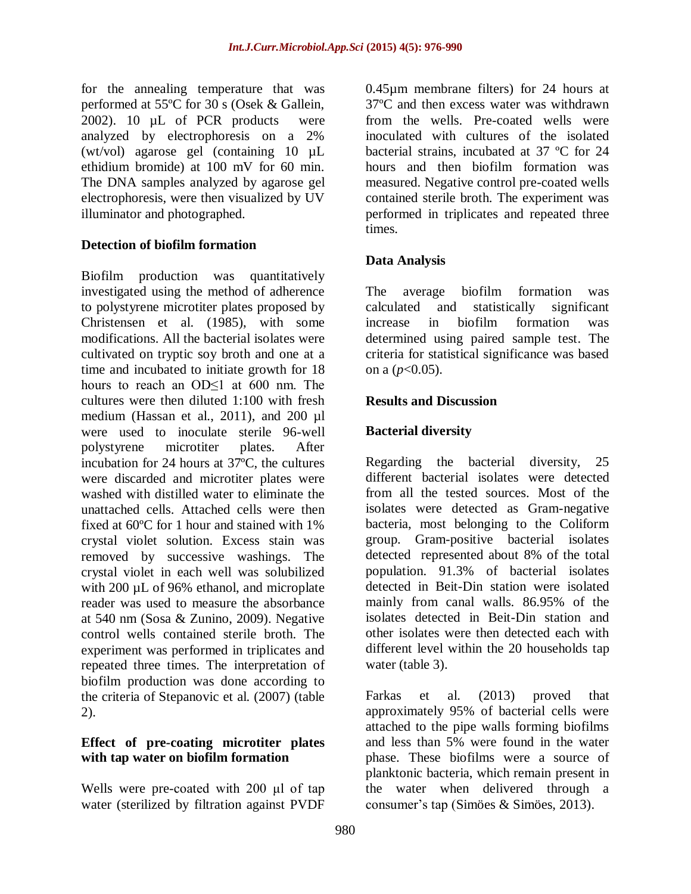for the annealing temperature that was performed at 55ºC for 30 s (Osek & Gallein, 2002). 10 µL of PCR products were analyzed by electrophoresis on a 2% (wt/vol) agarose gel (containing 10 µL ethidium bromide) at 100 mV for 60 min. The DNA samples analyzed by agarose gel electrophoresis, were then visualized by UV illuminator and photographed.

### Detection of biofilm formation

Biofilm production was quantitatively investigated using the method of adherence to polystyrene microtiter plates proposed by Christensen et al. (1985), with some modifications. All the bacterial isolates were cultivated on tryptic soy broth and one at a time and incubated to initiate growth for 18 hours to reach an OD≤1 at 600 nm. The cultures were then diluted 1:100 with fresh medium (Hassan et al., 2011), and 200 µl were used to inoculate sterile 96-well polystyrene microtiter plates. After incubation for 24 hours at 37ºC, the cultures were discarded and microtiter plates were washed with distilled water to eliminate the unattached cells. Attached cells were then fixed at 60ºC for 1 hour and stained with 1% crystal violet solution. Excess stain was removed by successive washings. The crystal violet in each well was solubilized with 200 µL of 96% ethanol, and microplate reader was used to measure the absorbance at 540 nm (Sosa & Zunino, 2009). Negative control wells contained sterile broth. The experiment was performed in triplicates and repeated three times. The interpretation of biofilm production was done according to the criteria of Stepanovic et al. (2007) (table 2).

### Effect of pre-coating microtiter plates with tap water on biofilm formation

Wells were pre-coated with 200 µl of tap water (sterilized by filtration against PVDF 0.45µm membrane filters) for 24 hours at 37ºC and then excess water was withdrawn from the wells. Pre-coated wells were inoculated with cultures of the isolated bacterial strains, incubated at 37 ºC for 24 hours and then biofilm formation was measured. Negative control pre-coated wells contained sterile broth. The experiment was performed in triplicates and repeated three times.

### Data Analysis

The average biofilm formation was calculated and statistically significant increase in biofilm formation was determined using paired sample test. The criteria for statistical significance was based on a ($p<0.05$).

## Results and Discussion

### Bacterial diversity

Regarding the bacterial diversity, 25 different bacterial isolates were detected from all the tested sources. Most of the isolates were detected as Gram-negative bacteria, most belonging to the Coliform group. Gram-positive bacterial isolates detected represented about 8% of the total population. 91.3% of bacterial isolates detected in Beit-Din station were isolated mainly from canal walls. 86.95% of the isolates detected in Beit-Din station and other isolates were then detected each with different level within the 20 households tap water (table 3).

Farkas et al. (2013) proved that approximately 95% of bacterial cells were attached to the pipe walls forming biofilms and less than 5% were found in the water phase. These biofilms were a source of planktonic bacteria, which remain present in the water when delivered through a consumer's tap (Simöes & Simöes, 2013).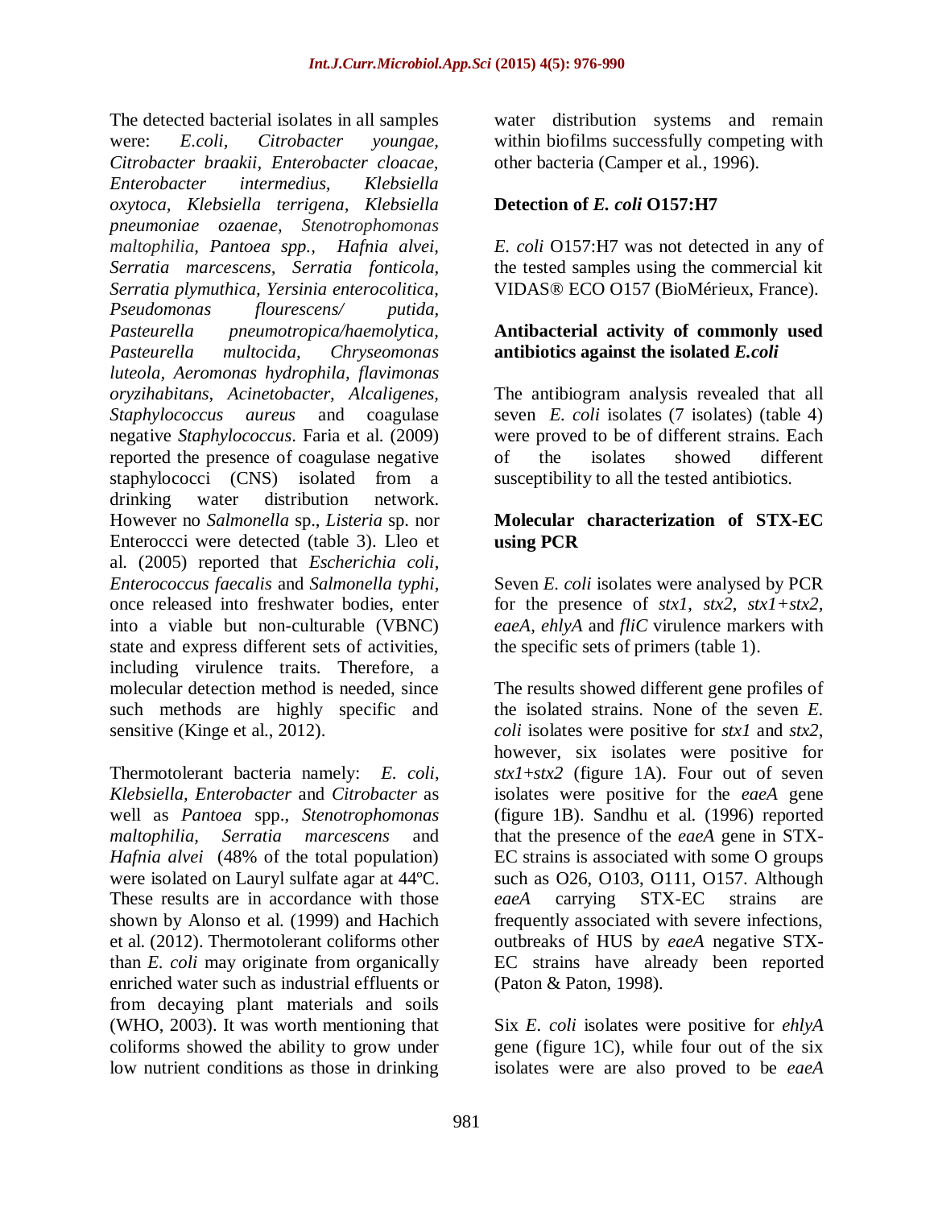The detected bacterial isolates in all samples were: *E.coli*, *Citrobacter youngae, Citrobacter braakii, Enterobacter cloacae, Enterobacter intermedius, Klebsiella oxytoca, Klebsiella terrigena, Klebsiella pneumoniae ozaenae, Stenotrophomonas maltophilia, Pantoea spp., Hafnia alvei, Serratia marcescens, Serratia fonticola, Serratia plymuthica, Yersinia enterocolitica, Pseudomonas flourescens/ putida, Pasteurella pneumotropica/haemolytica, Pasteurella multocida, Chryseomonas luteola, Aeromonas hydrophila, flavimonas oryzihabitans, Acinetobacter, Alcaligenes, Staphylococcus aureus* and coagulase negative *Staphylococcus*. Faria et al. (2009) reported the presence of coagulase negative staphylococci (CNS) isolated from a drinking water distribution network. However no *Salmonella* sp., *Listeria* sp. nor Enteroccci were detected (table 3). Lleo et al. (2005) reported that *Escherichia coli*, *Enterococcus faecalis* and *Salmonella typhi*, once released into freshwater bodies, enter into a viable but non-culturable (VBNC) state and express different sets of activities, including virulence traits. Therefore, a molecular detection method is needed, since such methods are highly specific and sensitive (Kinge et al., 2012).

Thermotolerant bacteria namely: *E. coli*, *Klebsiella, Enterobacter* and *Citrobacter* as well as *Pantoea* spp., *Stenotrophomonas maltophilia, Serratia marcescens* and *Hafnia alvei* (48% of the total population) were isolated on Lauryl sulfate agar at 44ºC. These results are in accordance with those shown by Alonso et al. (1999) and Hachich et al. (2012). Thermotolerant coliforms other than *E. coli* may originate from organically enriched water such as industrial effluents or from decaying plant materials and soils (WHO, 2003). It was worth mentioning that coliforms showed the ability to grow under low nutrient conditions as those in drinking water distribution systems and remain within biofilms successfully competing with other bacteria (Camper et al., 1996).

### Detection of *E. coli* O157:H7

*E. coli* O157:H7 was not detected in any of the tested samples using the commercial kit VIDAS® ECO O157 (BioMérieux, France).

### Antibacterial activity of commonly used antibiotics against the isolated *E.coli*

The antibiogram analysis revealed that all seven *E. coli* isolates (7 isolates) (table 4) were proved to be of different strains. Each of the isolates showed different susceptibility to all the tested antibiotics.

### Molecular characterization of STX-EC using PCR

Seven *E. coli* isolates were analysed by PCR for the presence of *stx1*, *stx2*, *stx1+stx2*, *eaeA*, *ehlyA* and *fliC* virulence markers with the specific sets of primers (table 1).

The results showed different gene profiles of the isolated strains. None of the seven *E. coli* isolates were positive for *stx1* and *stx2*, however, six isolates were positive for *stx1+stx2* (figure 1A). Four out of seven isolates were positive for the *eaeA* gene (figure 1B). Sandhu et al. (1996) reported that the presence of the *eaeA* gene in STX-EC strains is associated with some O groups such as O26, O103, O111, O157. Although *eaeA* carrying STX-EC strains are frequently associated with severe infections, outbreaks of HUS by *eaeA* negative STX-EC strains have already been reported (Paton & Paton, 1998).

Six *E. coli* isolates were positive for *ehlyA* gene (figure 1C), while four out of the six isolates were are also proved to be *eaeA*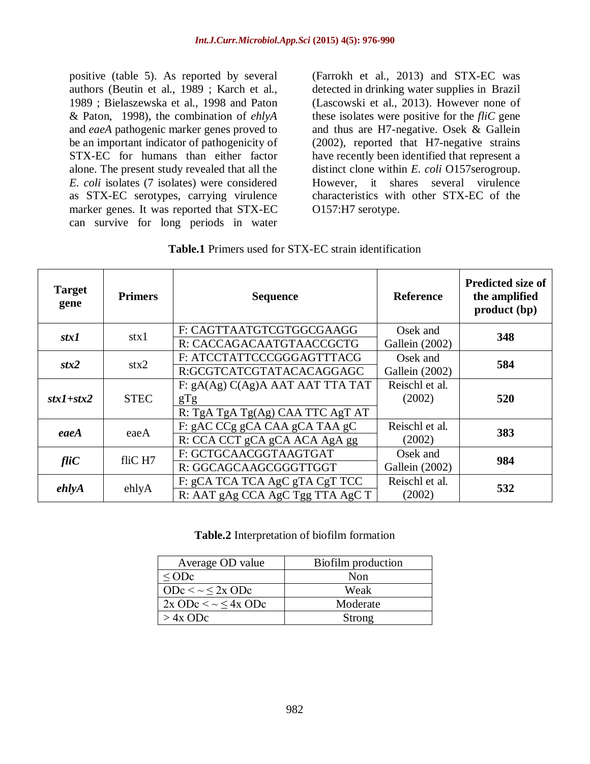positive (table 5). As reported by several authors (Beutin et al., 1989 ; Karch et al., 1989 ; Bielaszewska et al., 1998 and Paton & Paton, 1998), the combination of *ehlyA* and *eaeA* pathogenic marker genes proved to be an important indicator of pathogenicity of STX-EC for humans than either factor alone. The present study revealed that all the *E. coli* isolates (7 isolates) were considered as STX-EC serotypes, carrying virulence marker genes. It was reported that STX-EC can survive for long periods in water (Farrokh et al., 2013) and STX-EC was detected in drinking water supplies in Brazil (Lascowski et al., 2013). However none of these isolates were positive for the *fliC* gene and thus are H7-negative. Osek & Gallein (2002), reported that H7-negative strains have recently been identified that represent a distinct clone within *E. coli* O157serogroup. However, it shares several virulence characteristics with other STX-EC of the O157:H7 serotype.

**Table.1** Primers used for STX-EC strain identification

| Target gene | Primers | Sequence | Reference | Predicted size of the amplified product (bp) |
|---|---|---|---|---|
| ***stx1*** | stx1 | F: CAGTTAATGTCGTGGCGAAGG | Osek and Gallein (2002) | **348** |
| | | R: CACCAGACAATGTAACCGCTG | | |
| ***stx2*** | stx2 | F: ATCCTATTCCCGGGAGTTTACG | Osek and Gallein (2002) | **584** |
| | | R:GCGTCATCGTATACACAGGAGC | | |
| ***stx1+stx2*** | STEC | F: gA(Ag) C(Ag)A AAT AAT TTA TAT gTg | Reischl et al. (2002) | **520** |
| | | R: TgA TgA Tg(Ag) CAA TTC AgT AT | | |
| ***eaeA*** | eaeA | F: gAC CCg gCA CAA gCA TAA gC | Reischl et al. (2002) | **383** |
| | | R: CCA CCT gCA gCA ACA AgA gg | | |
| ***fliC*** | fliC H7 | F: GCTGCAACGGTAAGTGAT | Osek and Gallein (2002) | **984** |
| | | R: GGCAGCAAGCGGGTTGGT | | |
| ***ehlyA*** | ehlyA | F: gCA TCA TCA AgC gTA CgT TCC | Reischl et al. (2002) | **532** |
| | | R: AAT gAg CCA AgC Tgg TTA AgC T | | |

**Table.2** Interpretation of biofilm formation

| Average OD value | Biofilm production |
|---|---|
| ≤ ODc | Non |
| ODc < ~ ≤ 2x ODc | Weak |
| 2x ODc < ~ ≤ 4x ODc | Moderate |
| > 4x ODc | Strong |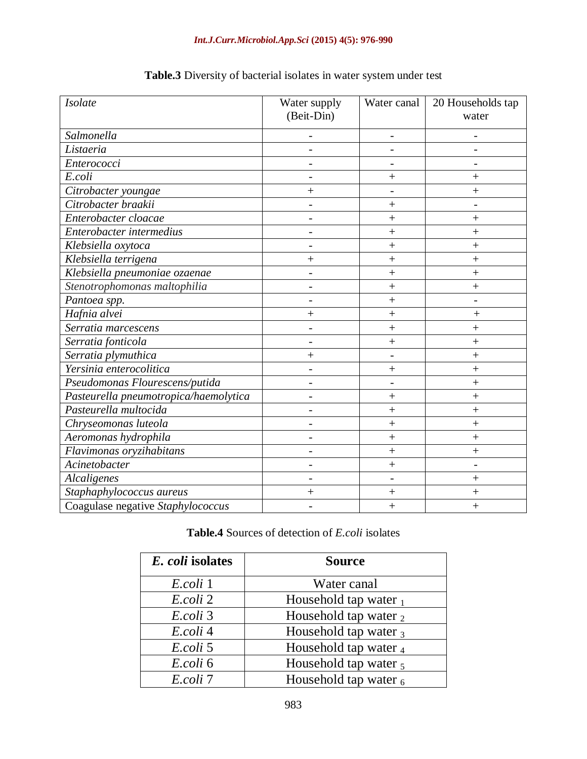**Table.3** Diversity of bacterial isolates in water system under test

| *Isolate* | Water supply (Beit-Din) | Water canal | 20 Households tap water |
|---|---|---|---|
| *Salmonella* | - | - | - |
| *Listaeria* | - | - | - |
| *Enterococci* | - | - | - |
| *E.coli* | - | + | + |
| *Citrobacter youngae* | + | - | + |
| *Citrobacter braakii* | - | + | - |
| *Enterobacter cloacae* | - | + | + |
| *Enterobacter intermedius* | - | + | + |
| *Klebsiella oxytoca* | - | + | + |
| *Klebsiella terrigena* | + | + | + |
| *Klebsiella pneumoniae ozaenae* | - | + | + |
| *Stenotrophomonas maltophilia* | - | + | + |
| *Pantoea spp.* | - | + | - |
| *Hafnia alvei* | + | + | + |
| *Serratia marcescens* | - | + | + |
| *Serratia fonticola* | - | + | + |
| *Serratia plymuthica* | + | - | + |
| *Yersinia enterocolitica* | - | + | + |
| *Pseudomonas Flourescens/putida* | - | - | + |
| *Pasteurella pneumotropica/haemolytica* | - | + | + |
| *Pasteurella multocida* | - | + | + |
| *Chryseomonas luteola* | - | + | + |
| *Aeromonas hydrophila* | - | + | + |
| *Flavimonas oryzihabitans* | - | + | + |
| *Acinetobacter* | - | + | - |
| *Alcaligenes* | - | - | + |
| *Staphaphylococcus aureus* | + | + | + |
| Coagulase negative *Staphylococcus* | - | + | + |

**Table.4** Sources of detection of *E.coli* isolates

| ***E. coli* isolates** | **Source** |
|---|---|
| *E.coli* 1 | Water canal |
| *E.coli* 2 | Household tap water $_1$ |
| *E.coli* 3 | Household tap water $_2$ |
| *E.coli* 4 | Household tap water $_3$ |
| *E.coli* 5 | Household tap water $_4$ |
| *E.coli* 6 | Household tap water $_5$ |
| *E.coli* 7 | Household tap water $_6$ |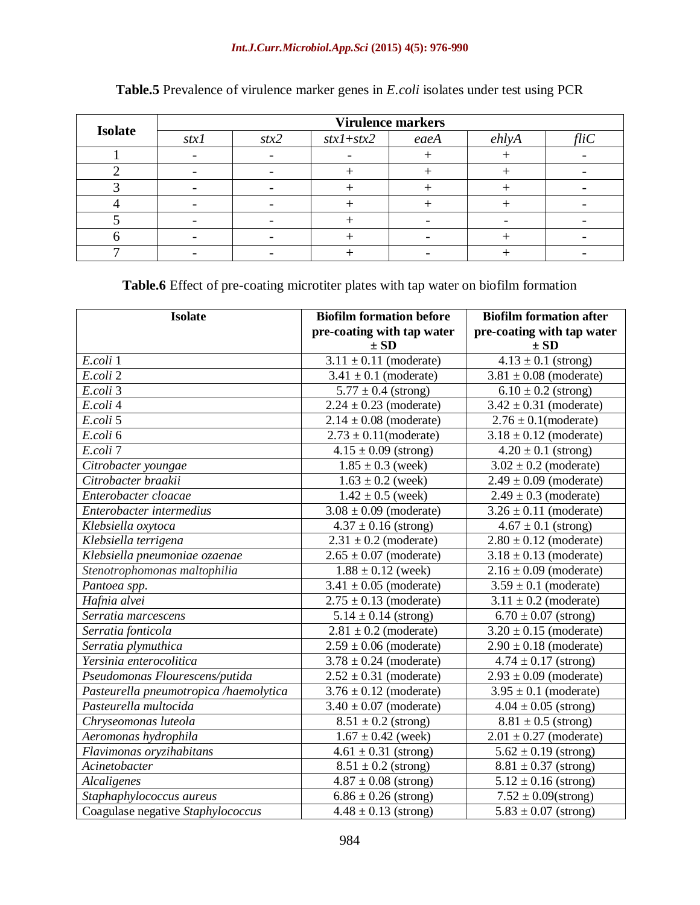**Table.5** Prevalence of virulence marker genes in *E.coli* isolates under test using PCR

| Isolate | Virulence markers | | | | | |
|---|---|---|---|---|---|---|
| | *stx1* | *stx2* | *stx1+stx2* | *eaeA* | *ehlyA* | *fliC* |
| 1 | - | - | - | + | + | - |
| 2 | - | - | + | + | + | - |
| 3 | - | - | + | + | + | - |
| 4 | - | - | + | + | + | - |
| 5 | - | - | + | - | - | - |
| 6 | - | - | + | - | + | - |
| 7 | - | - | + | - | + | - |

**Table.6** Effect of pre-coating microtiter plates with tap water on biofilm formation

| Isolate | Biofilm formation before pre-coating with tap water ± SD | Biofilm formation after pre-coating with tap water ± SD |
|---|---|---|
| *E.coli* 1 | 3.11 ± 0.11 (moderate) | 4.13 ± 0.1 (strong) |
| *E.coli* 2 | 3.41 ± 0.1 (moderate) | 3.81 ± 0.08 (moderate) |
| *E.coli* 3 | 5.77 ± 0.4 (strong) | 6.10 ± 0.2 (strong) |
| *E.coli* 4 | 2.24 ± 0.23 (moderate) | 3.42 ± 0.31 (moderate) |
| *E.coli* 5 | 2.14 ± 0.08 (moderate) | 2.76 ± 0.1(moderate) |
| *E.coli* 6 | 2.73 ± 0.11(moderate) | 3.18 ± 0.12 (moderate) |
| *E.coli* 7 | 4.15 ± 0.09 (strong) | 4.20 ± 0.1 (strong) |
| *Citrobacter youngae* | 1.85 ± 0.3 (week) | 3.02 ± 0.2 (moderate) |
| *Citrobacter braakii* | 1.63 ± 0.2 (week) | 2.49 ± 0.09 (moderate) |
| *Enterobacter cloacae* | 1.42 ± 0.5 (week) | 2.49 ± 0.3 (moderate) |
| *Enterobacter intermedius* | 3.08 ± 0.09 (moderate) | 3.26 ± 0.11 (moderate) |
| *Klebsiella oxytoca* | 4.37 ± 0.16 (strong) | 4.67 ± 0.1 (strong) |
| *Klebsiella terrigena* | 2.31 ± 0.2 (moderate) | 2.80 ± 0.12 (moderate) |
| *Klebsiella pneumoniae ozaenae* | 2.65 ± 0.07 (moderate) | 3.18 ± 0.13 (moderate) |
| *Stenotrophomonas maltophilia* | 1.88 ± 0.12 (week) | 2.16 ± 0.09 (moderate) |
| *Pantoea spp.* | 3.41 ± 0.05 (moderate) | 3.59 ± 0.1 (moderate) |
| *Hafnia alvei* | 2.75 ± 0.13 (moderate) | 3.11 ± 0.2 (moderate) |
| *Serratia marcescens* | 5.14 ± 0.14 (strong) | 6.70 ± 0.07 (strong) |
| *Serratia fonticola* | 2.81 ± 0.2 (moderate) | 3.20 ± 0.15 (moderate) |
| *Serratia plymuthica* | 2.59 ± 0.06 (moderate) | 2.90 ± 0.18 (moderate) |
| *Yersinia enterocolitica* | 3.78 ± 0.24 (moderate) | 4.74 ± 0.17 (strong) |
| *Pseudomonas Flourescens/putida* | 2.52 ± 0.31 (moderate) | 2.93 ± 0.09 (moderate) |
| *Pasteurella pneumotropica /haemolytica* | 3.76 ± 0.12 (moderate) | 3.95 ± 0.1 (moderate) |
| *Pasteurella multocida* | 3.40 ± 0.07 (moderate) | 4.04 ± 0.05 (strong) |
| *Chryseomonas luteola* | 8.51 ± 0.2 (strong) | 8.81 ± 0.5 (strong) |
| *Aeromonas hydrophila* | 1.67 ± 0.42 (week) | 2.01 ± 0.27 (moderate) |
| *Flavimonas oryzihabitans* | 4.61 ± 0.31 (strong) | 5.62 ± 0.19 (strong) |
| *Acinetobacter* | 8.51 ± 0.2 (strong) | 8.81 ± 0.37 (strong) |
| *Alcaligenes* | 4.87 ± 0.08 (strong) | 5.12 ± 0.16 (strong) |
| *Staphaphylococcus aureus* | 6.86 ± 0.26 (strong) | 7.52 ± 0.09(strong) |
| Coagulase negative *Staphylococcus* | 4.48 ± 0.13 (strong) | 5.83 ± 0.07 (strong) |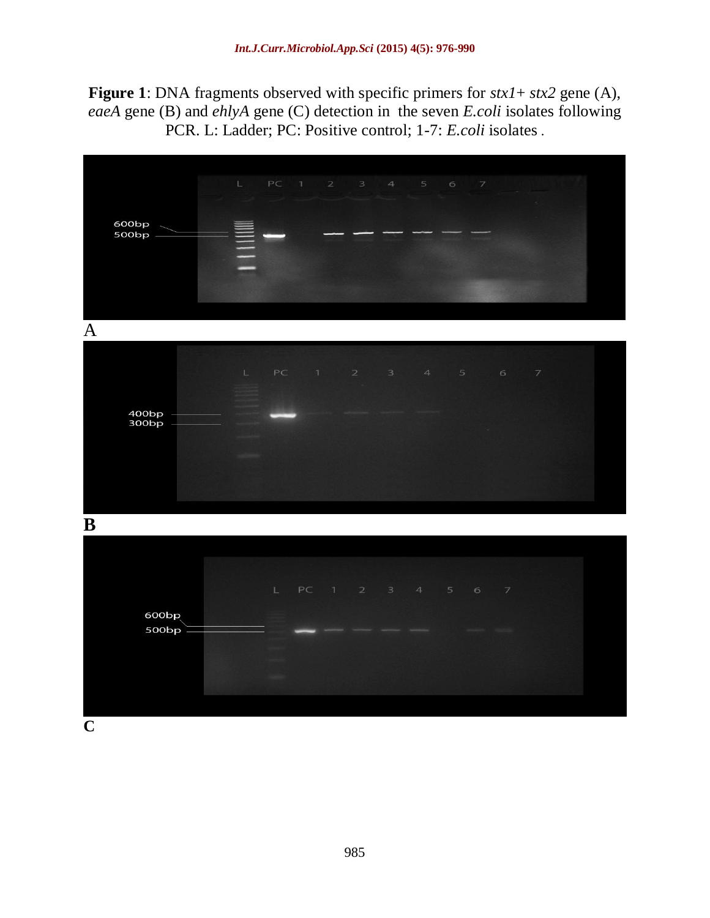**Figure 1**: DNA fragments observed with specific primers for *stx1+ stx2* gene (A), *eaeA* gene (B) and *ehlyA* gene (C) detection in the seven *E.coli* isolates following PCR. L: Ladder; PC: Positive control; 1-7: *E.coli* isolates .

L PC 1 2 3 4 5 6 7

600bp

500bp

A

L PC 1 2 3 4 5 6 7

400bp

300bp

B

L PC 1 2 3 4 5 6 7

600bp

500bp

C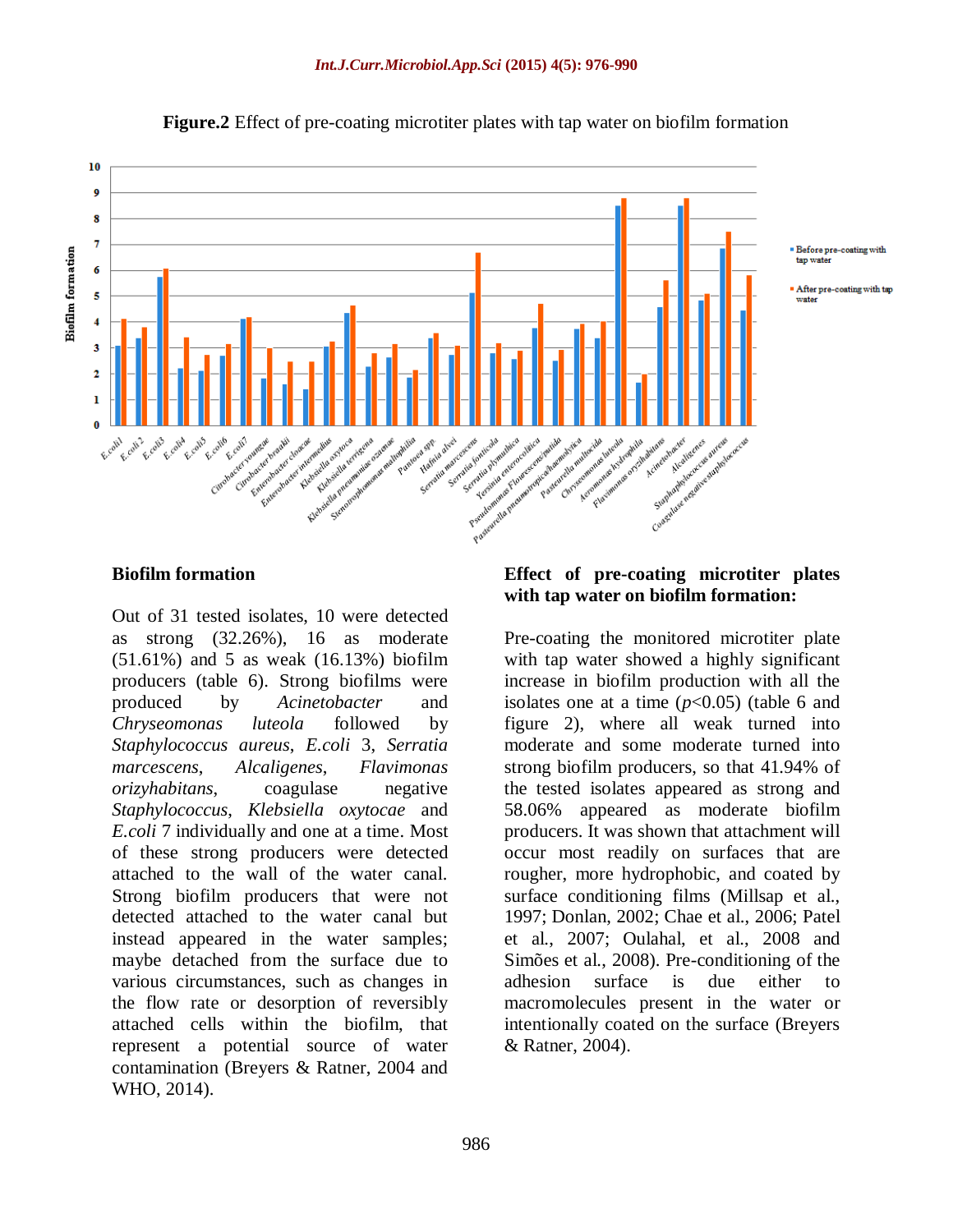**Figure.2** Effect of pre-coating microtiter plates with tap water on biofilm formation

Biofilm formation

10
9
8
7
6
5
4
3
2
1
0

E.coli1
E.coli 2
E.coli3
E.coli4
E.coli5
E.coli6
E.coli7
Citrobacter youngae
Citrobacter braakii
Enterobacter cloacae
Enterobacter intermedius
Klebsiella oxytoca
Klebsiella terrigena
Klebsiella pneumoniae ozaenae
Stenotrophomonas maltophilia
Pantoea spp.
Hafnia alvei
Serratia marcescens
Serratia fonticola
Serratia plymuthica
Yersinia enterocolitica
Pseudomonas Flourescens/putida
Pasteurella pneumotropica/haemolytica
Pasteurella multocida
Chryseomonas luteola
Aeromonas hydrophila
Flavimonas oryzihabitans
Acinetobacter
Alcaligenes
Staphylococcus aureus
Coagulase negative staphylococcus

Before pre-coating with tap water
After pre-coating with tap water

### Biofilm formation

Out of 31 tested isolates, 10 were detected as strong (32.26%), 16 as moderate (51.61%) and 5 as weak (16.13%) biofilm producers (table 6). Strong biofilms were produced by *Acinetobacter* and *Chryseomonas luteola* followed by *Staphylococcus aureus*, *E.coli* 3, *Serratia marcescens*, *Alcaligenes*, *Flavimonas orizyhabitans*, coagulase negative *Staphylococcus*, *Klebsiella oxytocae* and *E.coli* 7 individually and one at a time. Most of these strong producers were detected attached to the wall of the water canal. Strong biofilm producers that were not detected attached to the water canal but instead appeared in the water samples; maybe detached from the surface due to various circumstances, such as changes in the flow rate or desorption of reversibly attached cells within the biofilm, that represent a potential source of water contamination (Breyers & Ratner, 2004 and WHO, 2014).

### Effect of pre-coating microtiter plates with tap water on biofilm formation:

Pre-coating the monitored microtiter plate with tap water showed a highly significant increase in biofilm production with all the isolates one at a time ($p$<0.05) (table 6 and figure 2), where all weak turned into moderate and some moderate turned into strong biofilm producers, so that 41.94% of the tested isolates appeared as strong and 58.06% appeared as moderate biofilm producers. It was shown that attachment will occur most readily on surfaces that are rougher, more hydrophobic, and coated by surface conditioning films (Millsap et al., 1997; Donlan, 2002; Chae et al., 2006; Patel et al., 2007; Oulahal, et al., 2008 and Simões et al., 2008). Pre-conditioning of the adhesion surface is due either to macromolecules present in the water or intentionally coated on the surface (Breyers & Ratner, 2004).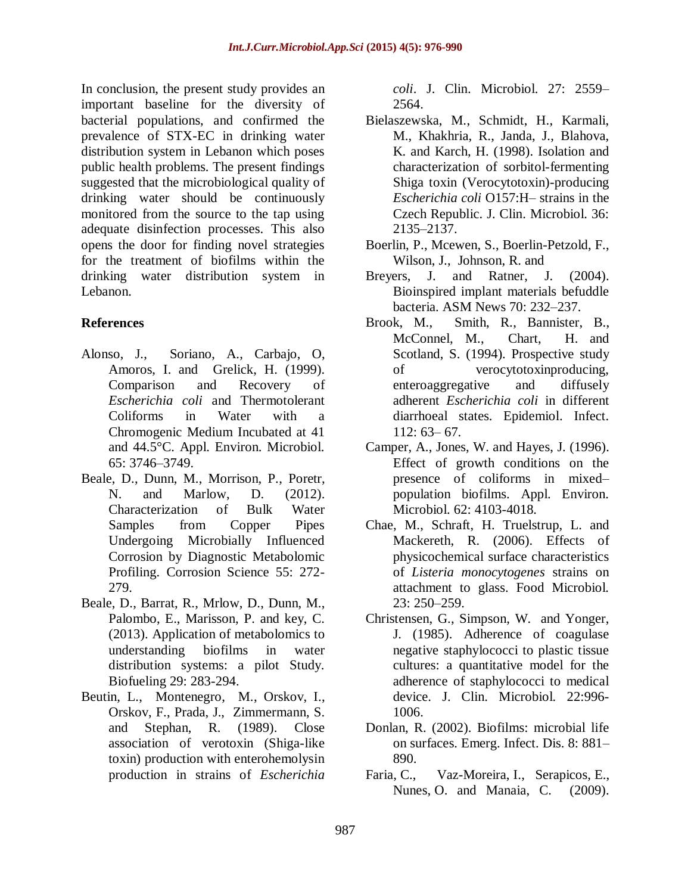In conclusion, the present study provides an important baseline for the diversity of bacterial populations, and confirmed the prevalence of STX-EC in drinking water distribution system in Lebanon which poses public health problems. The present findings suggested that the microbiological quality of drinking water should be continuously monitored from the source to the tap using adequate disinfection processes. This also opens the door for finding novel strategies for the treatment of biofilms within the drinking water distribution system in Lebanon.

## References

- Alonso, J., Soriano, A., Carbajo, O, Amoros, I. and Grelick, H. (1999). Comparison and Recovery of *Escherichia coli* and Thermotolerant Coliforms in Water with a Chromogenic Medium Incubated at 41 and 44.5°C. Appl. Environ. Microbiol. 65: 3746–3749.
- Beale, D., Dunn, M., Morrison, P., Poretr, N. and Marlow, D. (2012). Characterization of Bulk Water Samples from Copper Pipes Undergoing Microbially Influenced Corrosion by Diagnostic Metabolomic Profiling. Corrosion Science 55: 272-279.
- Beale, D., Barrat, R., Mrlow, D., Dunn, M., Palombo, E., Marisson, P. and key, C. (2013). Application of metabolomics to understanding biofilms in water distribution systems: a pilot Study. Biofueling 29: 283-294.
- Beutin, L., Montenegro, M., Orskov, I., Orskov, F., Prada, J., Zimmermann, S. and Stephan, R. (1989). Close association of verotoxin (Shiga-like toxin) production with enterohemolysin production in strains of *Escherichia coli*. J. Clin. Microbiol. 27: 2559–2564.
- Bielaszewska, M., Schmidt, H., Karmali, M., Khakhria, R., Janda, J., Blahova, K. and Karch, H. (1998). Isolation and characterization of sorbitol-fermenting Shiga toxin (Verocytotoxin)-producing *Escherichia coli* O157:H– strains in the Czech Republic. J. Clin. Microbiol. 36: 2135–2137.
- Boerlin, P., Mcewen, S., Boerlin-Petzold, F., Wilson, J., Johnson, R. and
- Breyers, J. and Ratner, J. (2004). Bioinspired implant materials befuddle bacteria. ASM News 70: 232–237.
- Brook, M., Smith, R., Bannister, B., McConnel, M., Chart, H. and Scotland, S. (1994). Prospective study of verocytotoxinproducing, enteroaggregative and diffusely adherent *Escherichia coli* in different diarrhoeal states. Epidemiol. Infect. 112: 63– 67.
- Camper, A., Jones, W. and Hayes, J. (1996). Effect of growth conditions on the presence of coliforms in mixed–population biofilms. Appl. Environ. Microbiol. 62: 4103-4018.
- Chae, M., Schraft, H. Truelstrup, L. and Mackereth, R. (2006). Effects of physicochemical surface characteristics of *Listeria monocytogenes* strains on attachment to glass. Food Microbiol. 23: 250–259.
- Christensen, G., Simpson, W. and Yonger, J. (1985). Adherence of coagulase negative staphylococci to plastic tissue cultures: a quantitative model for the adherence of staphylococci to medical device. J. Clin. Microbiol. 22:996-1006.
- Donlan, R. (2002). Biofilms: microbial life on surfaces. Emerg. Infect. Dis. 8: 881–890.
- Faria, C., Vaz-Moreira, I., Serapicos, E., Nunes, O. and Manaia, C. (2009).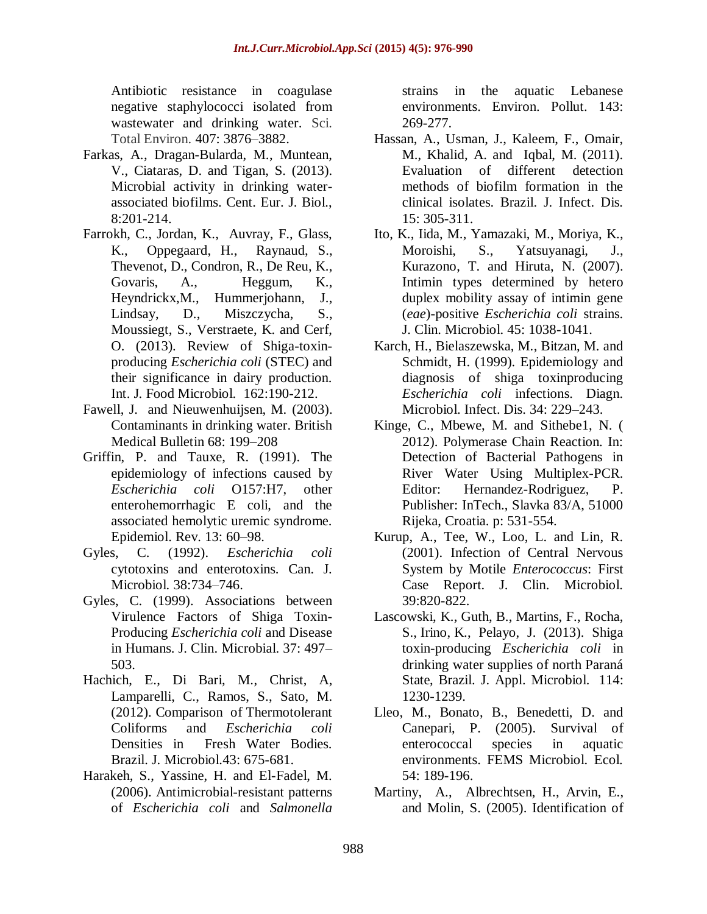Antibiotic resistance in coagulase negative staphylococci isolated from wastewater and drinking water. Sci. Total Environ. 407: 3876–3882.

Farkas, A., Dragan-Bularda, M., Muntean, V., Ciataras, D. and Tigan, S. (2013). Microbial activity in drinking water-associated biofilms. Cent. Eur. J. Biol., 8:201-214.

Farrokh, C., Jordan, K., Auvray, F., Glass, K., Oppegaard, H., Raynaud, S., Thevenot, D., Condron, R., De Reu, K., Govaris, A., Heggum, K., Heyndrickx,M., Hummerjohann, J., Lindsay, D., Miszczycha, S., Moussiegt, S., Verstraete, K. and Cerf, O. (2013). Review of Shiga-toxin-producing *Escherichia coli* (STEC) and their significance in dairy production. Int. J. Food Microbiol. 162:190-212.

Fawell, J. and Nieuwenhuijsen, M. (2003). Contaminants in drinking water. British Medical Bulletin 68: 199–208

Griffin, P. and Tauxe, R. (1991). The epidemiology of infections caused by *Escherichia coli* O157:H7, other enterohemorrhagic E coli, and the associated hemolytic uremic syndrome. Epidemiol. Rev. 13: 60–98.

Gyles, C. (1992). *Escherichia coli* cytotoxins and enterotoxins. Can. J. Microbiol. 38:734–746.

Gyles, C. (1999). Associations between Virulence Factors of Shiga Toxin-Producing *Escherichia coli* and Disease in Humans. J. Clin. Microbial. 37: 497–503.

Hachich, E., Di Bari, M., Christ, A, Lamparelli, C., Ramos, S., Sato, M. (2012). Comparison of Thermotolerant Coliforms and *Escherichia coli* Densities in Fresh Water Bodies. Brazil. J. Microbiol.43: 675-681.

Harakeh, S., Yassine, H. and El-Fadel, M. (2006). Antimicrobial-resistant patterns of *Escherichia coli* and *Salmonella* strains in the aquatic Lebanese environments. Environ. Pollut. 143: 269-277.

Hassan, A., Usman, J., Kaleem, F., Omair, M., Khalid, A. and Iqbal, M. (2011). Evaluation of different detection methods of biofilm formation in the clinical isolates. Brazil. J. Infect. Dis. 15: 305-311.

Ito, K., Iida, M., Yamazaki, M., Moriya, K., Moroishi, S., Yatsuyanagi, J., Kurazono, T. and Hiruta, N. (2007). Intimin types determined by hetero duplex mobility assay of intimin gene (*eae*)-positive *Escherichia coli* strains. J. Clin. Microbiol. 45: 1038-1041.

Karch, H., Bielaszewska, M., Bitzan, M. and Schmidt, H. (1999). Epidemiology and diagnosis of shiga toxinproducing *Escherichia coli* infections. Diagn. Microbiol. Infect. Dis. 34: 229–243.

Kinge, C., Mbewe, M. and Sithebe1, N. ( 2012). Polymerase Chain Reaction. In: Detection of Bacterial Pathogens in River Water Using Multiplex-PCR. Editor: Hernandez-Rodriguez, P. Publisher: InTech., Slavka 83/A, 51000 Rijeka, Croatia. p: 531-554.

Kurup, A., Tee, W., Loo, L. and Lin, R. (2001). Infection of Central Nervous System by Motile *Enterococcus*: First Case Report. J. Clin. Microbiol. 39:820-822.

Lascowski, K., Guth, B., Martins, F., Rocha, S., Irino, K., Pelayo, J. (2013). Shiga toxin-producing *Escherichia coli* in drinking water supplies of north Paraná State, Brazil. J. Appl. Microbiol. 114: 1230-1239.

Lleo, M., Bonato, B., Benedetti, D. and Canepari, P. (2005). Survival of enterococcal species in aquatic environments. FEMS Microbiol. Ecol. 54: 189-196.

Martiny, A., Albrechtsen, H., Arvin, E., and Molin, S. (2005). Identification of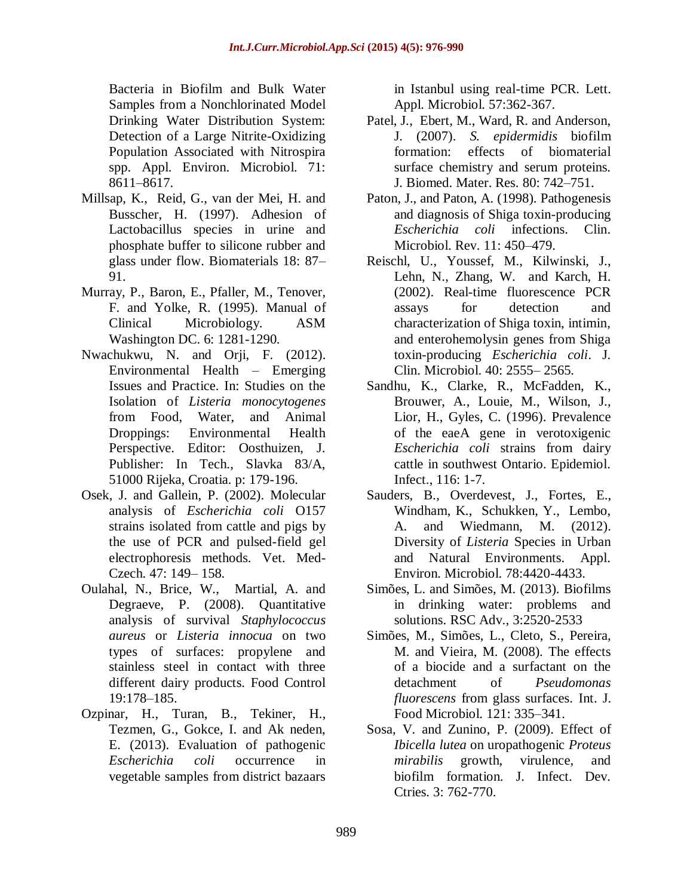Bacteria in Biofilm and Bulk Water Samples from a Nonchlorinated Model Drinking Water Distribution System: Detection of a Large Nitrite-Oxidizing Population Associated with Nitrospira spp. Appl. Environ. Microbiol. 71: 8611–8617.

Millsap, K., Reid, G., van der Mei, H. and Busscher, H. (1997). Adhesion of Lactobacillus species in urine and phosphate buffer to silicone rubber and glass under flow. Biomaterials 18: 87–91.

Murray, P., Baron, E., Pfaller, M., Tenover, F. and Yolke, R. (1995). Manual of Clinical Microbiology. ASM Washington DC. 6: 1281-1290.

Nwachukwu, N. and Orji, F. (2012). Environmental Health – Emerging Issues and Practice. In: Studies on the Isolation of *Listeria monocytogenes* from Food, Water, and Animal Droppings: Environmental Health Perspective. Editor: Oosthuizen, J. Publisher: In Tech., Slavka 83/A, 51000 Rijeka, Croatia. p: 179-196.

Osek, J. and Gallein, P. (2002). Molecular analysis of *Escherichia coli* O157 strains isolated from cattle and pigs by the use of PCR and pulsed-field gel electrophoresis methods. Vet. Med-Czech. 47: 149– 158.

Oulahal, N., Brice, W., Martial, A. and Degraeve, P. (2008). Quantitative analysis of survival *Staphylococcus aureus* or *Listeria innocua* on two types of surfaces: propylene and stainless steel in contact with three different dairy products. Food Control 19:178–185.

Ozpinar, H., Turan, B., Tekiner, H., Tezmen, G., Gokce, I. and Ak neden, E. (2013). Evaluation of pathogenic *Escherichia coli* occurrence in vegetable samples from district bazaars in Istanbul using real-time PCR. Lett. Appl. Microbiol. 57:362-367.

Patel, J., Ebert, M., Ward, R. and Anderson, J. (2007). *S. epidermidis* biofilm formation: effects of biomaterial surface chemistry and serum proteins. J. Biomed. Mater. Res. 80: 742–751.

Paton, J., and Paton, A. (1998). Pathogenesis and diagnosis of Shiga toxin-producing *Escherichia coli* infections. Clin. Microbiol. Rev. 11: 450–479.

Reischl, U., Youssef, M., Kilwinski, J., Lehn, N., Zhang, W. and Karch, H. (2002). Real-time fluorescence PCR assays for detection and characterization of Shiga toxin, intimin, and enterohemolysin genes from Shiga toxin-producing *Escherichia coli*. J. Clin. Microbiol. 40: 2555– 2565.

Sandhu, K., Clarke, R., McFadden, K., Brouwer, A., Louie, M., Wilson, J., Lior, H., Gyles, C. (1996). Prevalence of the eaeA gene in verotoxigenic *Escherichia coli* strains from dairy cattle in southwest Ontario. Epidemiol. Infect., 116: 1-7.

Sauders, B., Overdevest, J., Fortes, E., Windham, K., Schukken, Y., Lembo, A. and Wiedmann, M. (2012). Diversity of *Listeria* Species in Urban and Natural Environments. Appl. Environ. Microbiol. 78:4420-4433.

Simões, L. and Simões, M. (2013). Biofilms in drinking water: problems and solutions. RSC Adv., 3:2520-2533

Simões, M., Simões, L., Cleto, S., Pereira, M. and Vieira, M. (2008). The effects of a biocide and a surfactant on the detachment of *Pseudomonas fluorescens* from glass surfaces. Int. J. Food Microbiol. 121: 335–341.

Sosa, V. and Zunino, P. (2009). Effect of *Ibicella lutea* on uropathogenic *Proteus mirabilis* growth, virulence, and biofilm formation. J. Infect. Dev. Ctries. 3: 762-770.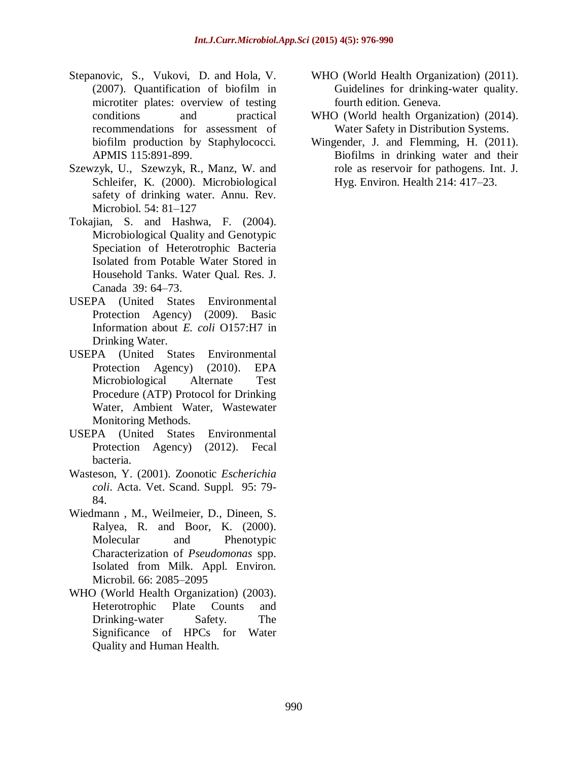Stepanovic, S., Vukovi, D. and Hola, V. (2007). Quantification of biofilm in microtiter plates: overview of testing conditions and practical recommendations for assessment of biofilm production by Staphylococci. APMIS 115:891-899.

Szewzyk, U., Szewzyk, R., Manz, W. and Schleifer, K. (2000). Microbiological safety of drinking water. Annu. Rev. Microbiol. 54: 81–127

Tokajian, S. and Hashwa, F. (2004). Microbiological Quality and Genotypic Speciation of Heterotrophic Bacteria Isolated from Potable Water Stored in Household Tanks. Water Qual. Res. J. Canada 39: 64–73.

USEPA (United States Environmental Protection Agency) (2009). Basic Information about *E. coli* O157:H7 in Drinking Water.

USEPA (United States Environmental Protection Agency) (2010). EPA Microbiological Alternate Test Procedure (ATP) Protocol for Drinking Water, Ambient Water, Wastewater Monitoring Methods.

USEPA (United States Environmental Protection Agency) (2012). Fecal bacteria.

Wasteson, Y. (2001). Zoonotic *Escherichia coli*. Acta. Vet. Scand. Suppl. 95: 79-84.

Wiedmann , M., Weilmeier, D., Dineen, S. Ralyea, R. and Boor, K. (2000). Molecular and Phenotypic Characterization of *Pseudomonas* spp. Isolated from Milk. Appl. Environ. Microbil. 66: 2085–2095

WHO (World Health Organization) (2003). Heterotrophic Plate Counts and Drinking-water Safety. The Significance of HPCs for Water Quality and Human Health.

WHO (World Health Organization) (2011). Guidelines for drinking-water quality. fourth edition. Geneva.

WHO (World health Organization) (2014). Water Safety in Distribution Systems.

Wingender, J. and Flemming, H. (2011). Biofilms in drinking water and their role as reservoir for pathogens. Int. J. Hyg. Environ. Health 214: 417–23.